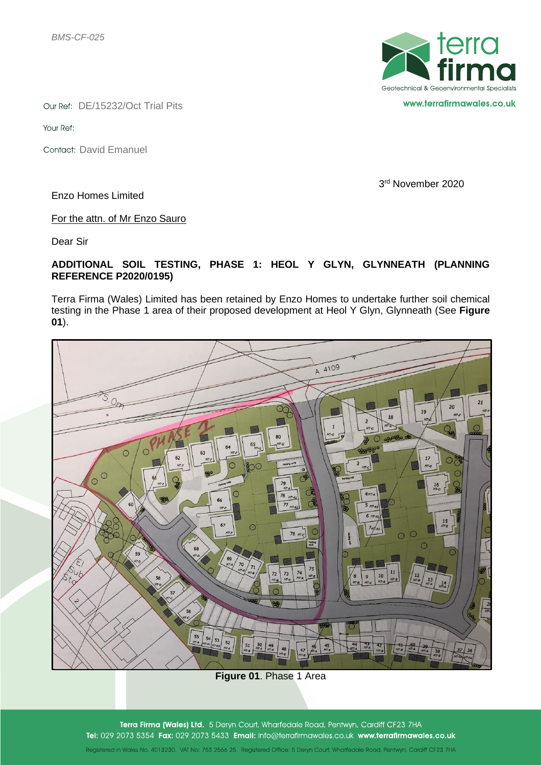BMS-CF-025

terra firma
Geotechnical & Geoenvironmental Specialists
www.terrafirmawales.co.uk

Our Ref: DE/15232/Oct Trial Pits

Your Ref:

Contact: David Emanuel

3rd November 2020

Enzo Homes Limited

For the attn. of Mr Enzo Sauro

Dear Sir

**ADDITIONAL SOIL TESTING, PHASE 1: HEOL Y GLYN, GLYNNEATH (PLANNING REFERENCE P2020/0195)**

Terra Firma (Wales) Limited has been retained by Enzo Homes to undertake further soil chemical testing in the Phase 1 area of their proposed development at Heol Y Glyn, Glynneath (See **Figure 01**).

**Figure 01**. Phase 1 Area

**Terra Firma (Wales) Ltd.** 5 Deryn Court, Wharfedale Road, Pentwyn, Cardiff CF23 7HA
**Tel:** 029 2073 5354 **Fax:** 029 2073 5433 **Email:** info@terrafirmawales.co.uk **www.terrafirmawales.co.uk**

Registered in Wales No. 4013230. VAT No: 753 2566 25. Registered Office: 5 Deryn Court, Wharfedale Road, Pentwyn, Cardiff CF23 7HA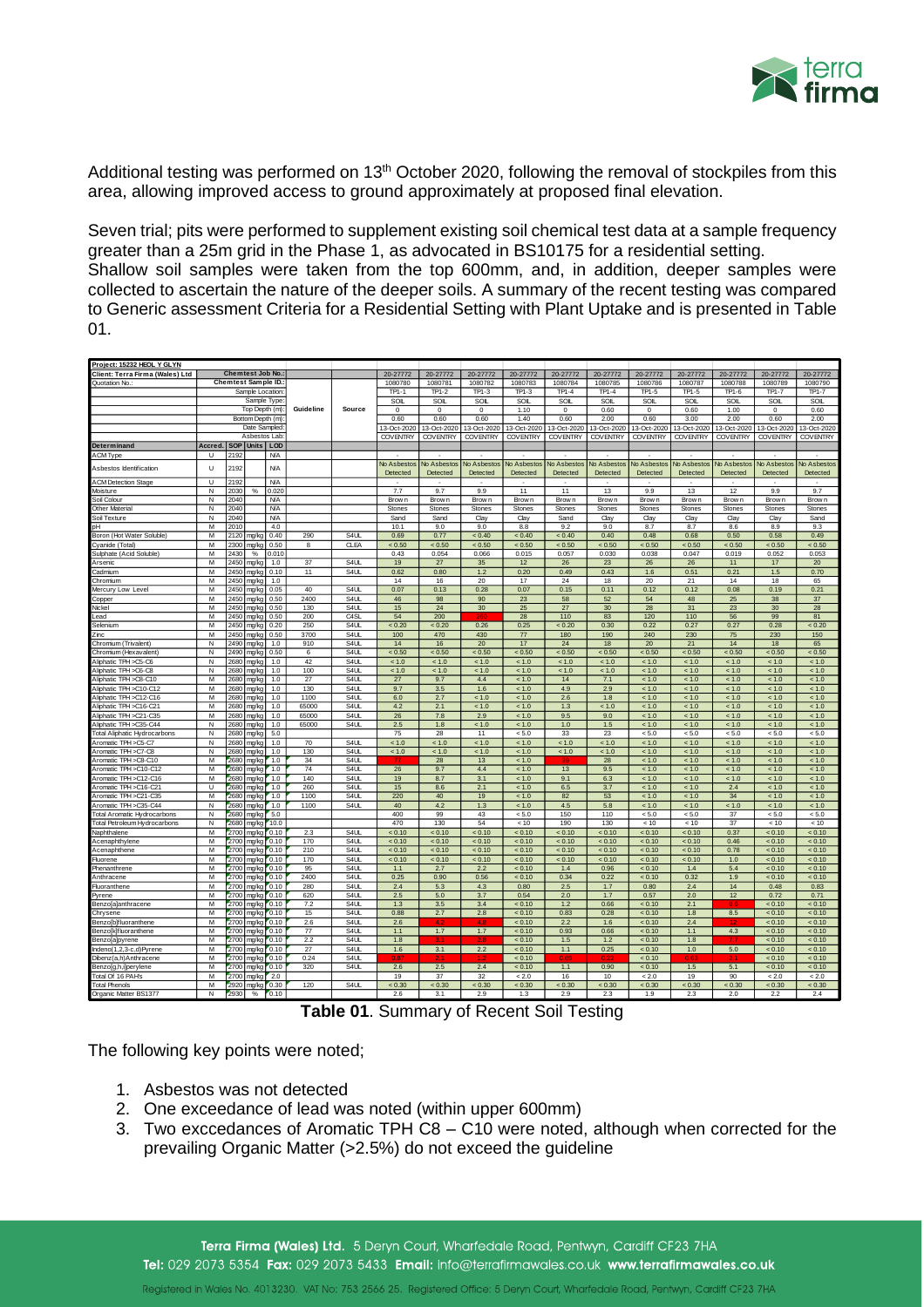Additional testing was performed on 13th October 2020, following the removal of stockpiles from this area, allowing improved access to ground approximately at proposed final elevation.

Seven trial; pits were performed to supplement existing soil chemical test data at a sample frequency greater than a 25m grid in the Phase 1, as advocated in BS10175 for a residential setting.

Shallow soil samples were taken from the top 600mm, and, in addition, deeper samples were collected to ascertain the nature of the deeper soils. A summary of the recent testing was compared to Generic assessment Criteria for a Residential Setting with Plant Uptake and is presented in Table 01.

| Project: 15232 HEOL Y GLYN | | | | | | | | | | | | | | | | | | |
|---|---|---|---|---|---|---|---|---|---|---|---|---|---|---|---|---|---|---|
| Client: Terra Firma (Wales) Ltd | Chemtest Job No.: | | | | | | 20-27772 | 20-27772 | 20-27772 | 20-27772 | 20-27772 | 20-27772 | 20-27772 | 20-27772 | 20-27772 | 20-27772 | 20-27772 |
| Quotation No.: | Chemtest Sample ID.: | | | | | | 1080780 | 1080781 | 1080782 | 1080783 | 1080784 | 1080785 | 1080786 | 1080787 | 1080788 | 1080789 | 1080790 |
| | Sample Location: | | | | | | TP1-1 | TP1-2 | TP1-3 | TP1-3 | TP1-4 | TP1-4 | TP1-5 | TP1-5 | TP1-6 | TP1-7 | TP1-7 |
| | Sample Type: | | | | | | SOIL | SOIL | SOIL | SOIL | SOIL | SOIL | SOIL | SOIL | SOIL | SOIL | SOIL |
| | Top Depth (m): | | | | Guideline | Source | 0 | 0 | 0 | 1.10 | 0 | 0.60 | 0 | 0.60 | 1.00 | 0 | 0.60 |
| | Bottom Depth (m): | | | | | | 0.60 | 0.60 | 0.60 | 1.40 | 0.60 | 2.00 | 0.60 | 3.00 | 2.00 | 0.60 | 2.00 |
| | Date Sampled: | | | | | | 13-Oct-2020 | 13-Oct-2020 | 13-Oct-2020 | 13-Oct-2020 | 13-Oct-2020 | 13-Oct-2020 | 13-Oct-2020 | 13-Oct-2020 | 13-Oct-2020 | 13-Oct-2020 | 13-Oct-2020 |
| | Asbestos Lab: | | | | | | COVENTRY | COVENTRY | COVENTRY | COVENTRY | COVENTRY | COVENTRY | COVENTRY | COVENTRY | COVENTRY | COVENTRY | COVENTRY |
| **Determinand** | **Accred.** | **SOP** | **Units** | **LOD** | | | | | | | | | | | | | |
| ACM Type | U | 2192 | | N/A | | | - | - | - | - | - | - | - | - | - | - | - |
| Asbestos Identification | U | 2192 | | N/A | | | No Asbestos Detected | No Asbestos Detected | No Asbestos Detected | No Asbestos Detected | No Asbestos Detected | No Asbestos Detected | No Asbestos Detected | No Asbestos Detected | No Asbestos Detected | No Asbestos Detected | No Asbestos Detected |
| ACM Detection Stage | U | 2192 | | N/A | | | - | - | - | - | - | - | - | - | - | - | - |
| Moisture | N | 2030 | % | 0.020 | | | 7.7 | 9.7 | 9.9 | 11 | 11 | 13 | 9.9 | 13 | 12 | 9.9 | 9.7 |
| Soil Colour | N | 2040 | | N/A | | | Brown | Brown | Brown | Brown | Brown | Brown | Brown | Brown | Brown | Brown | Brown |
| Other Material | N | 2040 | | N/A | | | Stones | Stones | Stones | Stones | Stones | Stones | Stones | Stones | Stones | Stones | Stones |
| Soil Texture | N | 2040 | | N/A | | | Sand | Sand | Clay | Clay | Sand | Clay | Clay | Clay | Clay | Clay | Sand |
| pH | M | 2010 | | 4.0 | | | 10.1 | 9.0 | 9.0 | 8.8 | 9.2 | 9.0 | 8.7 | 8.7 | 8.6 | 8.9 | 9.3 |
| Boron (Hot Water Soluble) | M | 2120 | mg/kg | 0.40 | 290 | S4UL | 0.69 | 0.77 | < 0.40 | < 0.40 | 0.40 | 0.48 | 0.68 | 0.50 | 0.58 | 0.49 |
| Cyanide (Total) | M | 2300 | mg/kg | 0.50 | 8 | CLEA | < 0.50 | < 0.50 | < 0.50 | < 0.50 | < 0.50 | < 0.50 | < 0.50 | < 0.50 | < 0.50 | < 0.50 | < 0.50 |
| Sulphate (Acid Soluble) | M | 2430 | % | 0.010 | | | 0.43 | 0.054 | 0.066 | 0.015 | 0.057 | 0.030 | 0.038 | 0.047 | 0.019 | 0.052 | 0.053 |
| Arsenic | M | 2450 | mg/kg | 1.0 | 37 | S4UL | 19 | 27 | 35 | 12 | 26 | 23 | 26 | 26 | 11 | 17 | 20 |
| Cadmium | M | 2450 | mg/kg | 0.10 | 11 | S4UL | 0.62 | 0.80 | 1.2 | 0.20 | 0.49 | 0.43 | 1.6 | 0.51 | 0.21 | 1.5 | 0.70 |
| Chromium | M | 2450 | mg/kg | 1.0 | | | 14 | 16 | 20 | 17 | 24 | 18 | 20 | 21 | 14 | 18 | 65 |
| Mercury Low Level | M | 2450 | mg/kg | 0.05 | 40 | S4UL | 0.07 | 0.13 | 0.28 | 0.07 | 0.15 | 0.11 | 0.12 | 0.12 | 0.08 | 0.19 | 0.21 |
| Copper | M | 2450 | mg/kg | 0.50 | 2400 | S4UL | 46 | 98 | 90 | 23 | 58 | 52 | 54 | 48 | 25 | 38 | 37 |
| Nickel | M | 2450 | mg/kg | 0.50 | 130 | S4UL | 15 | 24 | 30 | 25 | 27 | 30 | 28 | 31 | 23 | 30 | 28 |
| Lead | M | 2450 | mg/kg | 0.50 | 200 | C4SL | 54 | 200 | 260 | 28 | 110 | 83 | 120 | 110 | 56 | 99 | 81 |
| Selenium | M | 2450 | mg/kg | 0.20 | 250 | S4UL | < 0.20 | < 0.20 | 0.26 | 0.25 | < 0.20 | 0.30 | 0.22 | 0.27 | 0.27 | 0.28 | < 0.20 |
| Zinc | M | 2450 | mg/kg | 0.50 | 3700 | S4UL | 100 | 470 | 430 | 77 | 180 | 190 | 240 | 230 | 75 | 230 | 150 |
| Chromium (Trivalent) | N | 2490 | mg/kg | 1.0 | 910 | S4UL | 14 | 16 | 20 | 17 | 24 | 18 | 20 | 21 | 14 | 18 | 65 |
| Chromium (Hexavalent) | N | 2490 | mg/kg | 0.50 | 6 | S4UL | < 0.50 | < 0.50 | < 0.50 | < 0.50 | < 0.50 | < 0.50 | < 0.50 | < 0.50 | < 0.50 | < 0.50 | < 0.50 |
| Aliphatic TPH >C5-C6 | N | 2680 | mg/kg | 1.0 | 42 | S4UL | < 1.0 | < 1.0 | < 1.0 | < 1.0 | < 1.0 | < 1.0 | < 1.0 | < 1.0 | < 1.0 | < 1.0 | < 1.0 |
| Aliphatic TPH >C6-C8 | N | 2680 | mg/kg | 1.0 | 100 | S4UL | < 1.0 | < 1.0 | < 1.0 | < 1.0 | < 1.0 | < 1.0 | < 1.0 | < 1.0 | < 1.0 | < 1.0 | < 1.0 |
| Aliphatic TPH >C8-C10 | M | 2680 | mg/kg | 1.0 | 27 | S4UL | 27 | 9.7 | 4.4 | < 1.0 | 14 | 7.1 | < 1.0 | < 1.0 | < 1.0 | < 1.0 | < 1.0 |
| Aliphatic TPH >C10-C12 | M | 2680 | mg/kg | 1.0 | 130 | S4UL | 9.7 | 3.5 | 1.6 | < 1.0 | 4.9 | 2.9 | < 1.0 | < 1.0 | < 1.0 | < 1.0 | < 1.0 |
| Aliphatic TPH >C12-C16 | M | 2680 | mg/kg | 1.0 | 1100 | S4UL | 6.0 | 2.7 | < 1.0 | < 1.0 | 2.6 | 1.8 | < 1.0 | < 1.0 | < 1.0 | < 1.0 | < 1.0 |
| Aliphatic TPH >C16-C21 | M | 2680 | mg/kg | 1.0 | 65000 | S4UL | 4.2 | 2.1 | < 1.0 | < 1.0 | 1.3 | < 1.0 | < 1.0 | < 1.0 | < 1.0 | < 1.0 | < 1.0 |
| Aliphatic TPH >C21-C35 | M | 2680 | mg/kg | 1.0 | 65000 | S4UL | 26 | 7.8 | 2.9 | < 1.0 | 9.5 | 9.0 | < 1.0 | < 1.0 | < 1.0 | < 1.0 | < 1.0 |
| Aliphatic TPH >C35-C44 | N | 2680 | mg/kg | 1.0 | 65000 | S4UL | 2.5 | 1.8 | < 1.0 | < 1.0 | 1.0 | 1.5 | < 1.0 | < 1.0 | < 1.0 | < 1.0 | < 1.0 |
| Total Aliphatic Hydrocarbons | N | 2680 | mg/kg | 5.0 | | | 75 | 28 | 11 | < 5.0 | 33 | 23 | < 5.0 | < 5.0 | < 5.0 | < 5.0 | < 5.0 |
| Aromatic TPH >C5-C7 | N | 2680 | mg/kg | 1.0 | 70 | S4UL | < 1.0 | < 1.0 | < 1.0 | < 1.0 | < 1.0 | < 1.0 | < 1.0 | < 1.0 | < 1.0 | < 1.0 | < 1.0 |
| Aromatic TPH >C7-C8 | N | 2680 | mg/kg | 1.0 | 130 | S4UL | < 1.0 | < 1.0 | < 1.0 | < 1.0 | < 1.0 | < 1.0 | < 1.0 | < 1.0 | < 1.0 | < 1.0 | < 1.0 |
| Aromatic TPH >C8-C10 | M | 2680 | mg/kg | 1.0 | 34 | S4UL | 77 | 28 | 13 | < 1.0 | 39 | 28 | < 1.0 | < 1.0 | < 1.0 | < 1.0 | < 1.0 |
| Aromatic TPH >C10-C12 | M | 2680 | mg/kg | 1.0 | 74 | S4UL | 26 | 9.7 | 4.4 | < 1.0 | 13 | 9.5 | < 1.0 | < 1.0 | < 1.0 | < 1.0 | < 1.0 |
| Aromatic TPH >C12-C16 | M | 2680 | mg/kg | 1.0 | 140 | S4UL | 19 | 8.7 | 3.1 | < 1.0 | 9.1 | 6.3 | < 1.0 | < 1.0 | < 1.0 | < 1.0 | < 1.0 |
| Aromatic TPH >C16-C21 | U | 2680 | mg/kg | 1.0 | 260 | S4UL | 15 | 8.6 | 2.1 | < 1.0 | 6.5 | 3.7 | < 1.0 | < 1.0 | 2.4 | < 1.0 | < 1.0 |
| Aromatic TPH >C21-C35 | M | 2680 | mg/kg | 1.0 | 1100 | S4UL | 220 | 40 | 19 | < 1.0 | 82 | 53 | < 1.0 | < 1.0 | 34 | < 1.0 | < 1.0 |
| Aromatic TPH >C35-C44 | N | 2680 | mg/kg | 1.0 | 1100 | S4UL | 40 | 4.2 | 1.3 | < 1.0 | 4.5 | 5.8 | < 1.0 | < 1.0 | < 1.0 | < 1.0 | < 1.0 |
| Total Aromatic Hydrocarbons | N | 2680 | mg/kg | 5.0 | | | 400 | 99 | 43 | < 5.0 | 150 | 110 | < 5.0 | < 5.0 | 37 | < 5.0 | < 5.0 |
| Total Petroleum Hydrocarbons | N | 2680 | mg/kg | 10.0 | | | 470 | 130 | 54 | < 10 | 190 | 130 | < 10 | < 10 | 37 | < 10 | < 10 |
| Naphthalene | M | 2700 | mg/kg | 0.10 | 2.3 | S4UL | < 0.10 | < 0.10 | < 0.10 | < 0.10 | < 0.10 | < 0.10 | < 0.10 | < 0.10 | 0.37 | < 0.10 | < 0.10 |
| Acenaphthylene | M | 2700 | mg/kg | 0.10 | 170 | S4UL | < 0.10 | < 0.10 | < 0.10 | < 0.10 | < 0.10 | < 0.10 | < 0.10 | < 0.10 | 0.46 | < 0.10 | < 0.10 |
| Acenaphthene | M | 2700 | mg/kg | 0.10 | 210 | S4UL | < 0.10 | < 0.10 | < 0.10 | < 0.10 | < 0.10 | < 0.10 | < 0.10 | < 0.10 | 0.78 | < 0.10 | < 0.10 |
| Fluorene | M | 2700 | mg/kg | 0.10 | 170 | S4UL | < 0.10 | < 0.10 | < 0.10 | < 0.10 | < 0.10 | < 0.10 | < 0.10 | < 0.10 | 1.0 | < 0.10 | < 0.10 |
| Phenanthrene | M | 2700 | mg/kg | 0.10 | 95 | S4UL | 1.1 | 2.7 | 2.2 | < 0.10 | 1.4 | 0.96 | < 0.10 | 1.4 | 5.4 | < 0.10 | < 0.10 |
| Anthracene | M | 2700 | mg/kg | 0.10 | 2400 | S4UL | 0.25 | 0.90 | 0.56 | < 0.10 | 0.34 | 0.22 | < 0.10 | 0.32 | 1.9 | < 0.10 | < 0.10 |
| Fluoranthene | M | 2700 | mg/kg | 0.10 | 280 | S4UL | 2.4 | 5.3 | 4.3 | 0.80 | 2.5 | 1.7 | 0.80 | 2.4 | 14 | 0.48 | 0.83 |
| Pyrene | M | 2700 | mg/kg | 0.10 | 620 | S4UL | 2.5 | 5.0 | 3.7 | 0.54 | 2.0 | 1.7 | 0.57 | 2.0 | 12 | 0.72 | 0.71 |
| Benzo[a]anthracene | M | 2700 | mg/kg | 0.10 | 7.2 | S4UL | 1.3 | 3.5 | 3.4 | < 0.10 | 1.2 | 0.66 | < 0.10 | 2.1 | 8.6 | < 0.10 | < 0.10 |
| Chrysene | M | 2700 | mg/kg | 0.10 | 15 | S4UL | 0.88 | 2.7 | 2.8 | < 0.10 | 0.83 | 0.28 | < 0.10 | 1.8 | 8.5 | < 0.10 | < 0.10 |
| Benzo[b]fluoranthene | M | 2700 | mg/kg | 0.10 | 2.6 | S4UL | 2.6 | 4.2 | 4.8 | < 0.10 | 2.2 | 1.6 | < 0.10 | 2.4 | 12 | < 0.10 | < 0.10 |
| Benzo[k]fluoranthene | M | 2700 | mg/kg | 0.10 | 77 | S4UL | 1.1 | 1.7 | 1.7 | < 0.10 | 0.93 | 0.66 | < 0.10 | 1.1 | 4.3 | < 0.10 | < 0.10 |
| Benzo[a]pyrene | M | 2700 | mg/kg | 0.10 | 2.2 | S4UL | 1.8 | 3.2 | 2.8 | < 0.10 | 1.5 | 1.2 | < 0.10 | 1.8 | 7.7 | < 0.10 | < 0.10 |
| Indeno(1,2,3-c,d)Pyrene | M | 2700 | mg/kg | 0.10 | 27 | S4UL | 1.6 | 3.1 | 2.2 | < 0.10 | 1.1 | 0.25 | < 0.10 | 1.0 | 5.0 | < 0.10 | < 0.10 |
| Dibenz(a,h)Anthracene | M | 2700 | mg/kg | 0.10 | 0.24 | S4UL | 0.87 | 2.1 | 1.2 | < 0.10 | 0.65 | 0.22 | < 0.10 | 0.63 | 2.1 | < 0.10 | < 0.10 |
| Benzo(g,h,i)perylene | M | 2700 | mg/kg | 0.10 | 320 | S4UL | 2.6 | 2.5 | 2.4 | < 0.10 | 1.1 | 0.90 | < 0.10 | 1.5 | 5.1 | < 0.10 | < 0.10 |
| Total Of 16 PAH's | M | 2700 | mg/kg | 2.0 | | | 19 | 37 | 32 | < 2.0 | 16 | 10 | < 2.0 | 19 | 90 | < 2.0 | < 2.0 |
| Total Phenols | M | 2920 | mg/kg | 0.30 | 120 | S4UL | < 0.30 | < 0.30 | < 0.30 | < 0.30 | < 0.30 | < 0.30 | < 0.30 | < 0.30 | < 0.30 | < 0.30 | < 0.30 |
| Organic Matter BS1377 | N | 2930 | % | 0.10 | | | 2.6 | 3.1 | 2.9 | 1.3 | 2.9 | 2.3 | 1.9 | 2.3 | 2.0 | 2.2 | 2.4 |

**Table 01**. Summary of Recent Soil Testing

The following key points were noted;

1. Asbestos was not detected
2. One exceedance of lead was noted (within upper 600mm)
3. Two exccedances of Aromatic TPH C8 – C10 were noted, although when corrected for the prevailing Organic Matter (>2.5%) do not exceed the guideline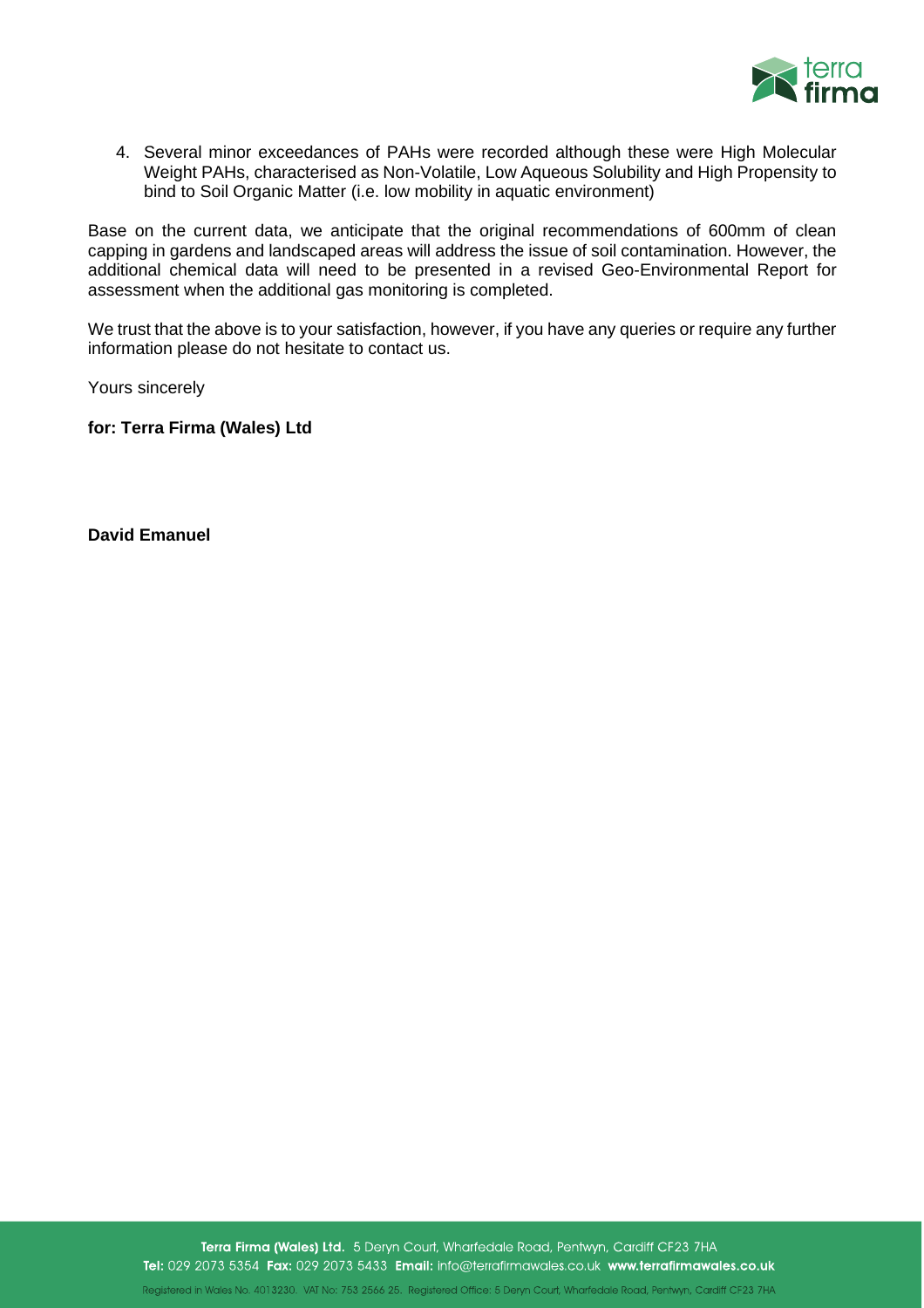4. Several minor exceedances of PAHs were recorded although these were High Molecular Weight PAHs, characterised as Non-Volatile, Low Aqueous Solubility and High Propensity to bind to Soil Organic Matter (i.e. low mobility in aquatic environment)

Base on the current data, we anticipate that the original recommendations of 600mm of clean capping in gardens and landscaped areas will address the issue of soil contamination. However, the additional chemical data will need to be presented in a revised Geo-Environmental Report for assessment when the additional gas monitoring is completed.

We trust that the above is to your satisfaction, however, if you have any queries or require any further information please do not hesitate to contact us.

Yours sincerely

**for: Terra Firma (Wales) Ltd**

**David Emanuel**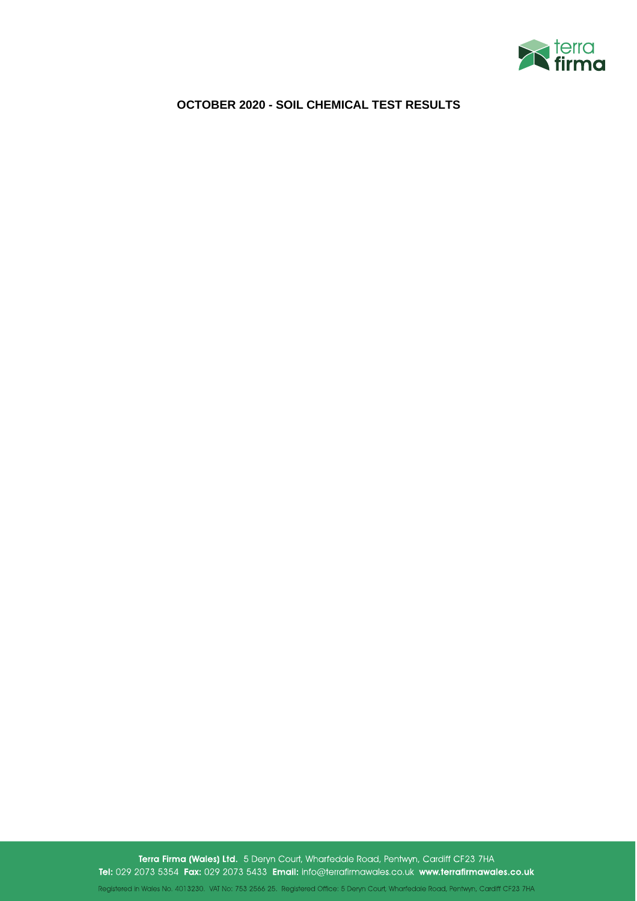**OCTOBER 2020 - SOIL CHEMICAL TEST RESULTS**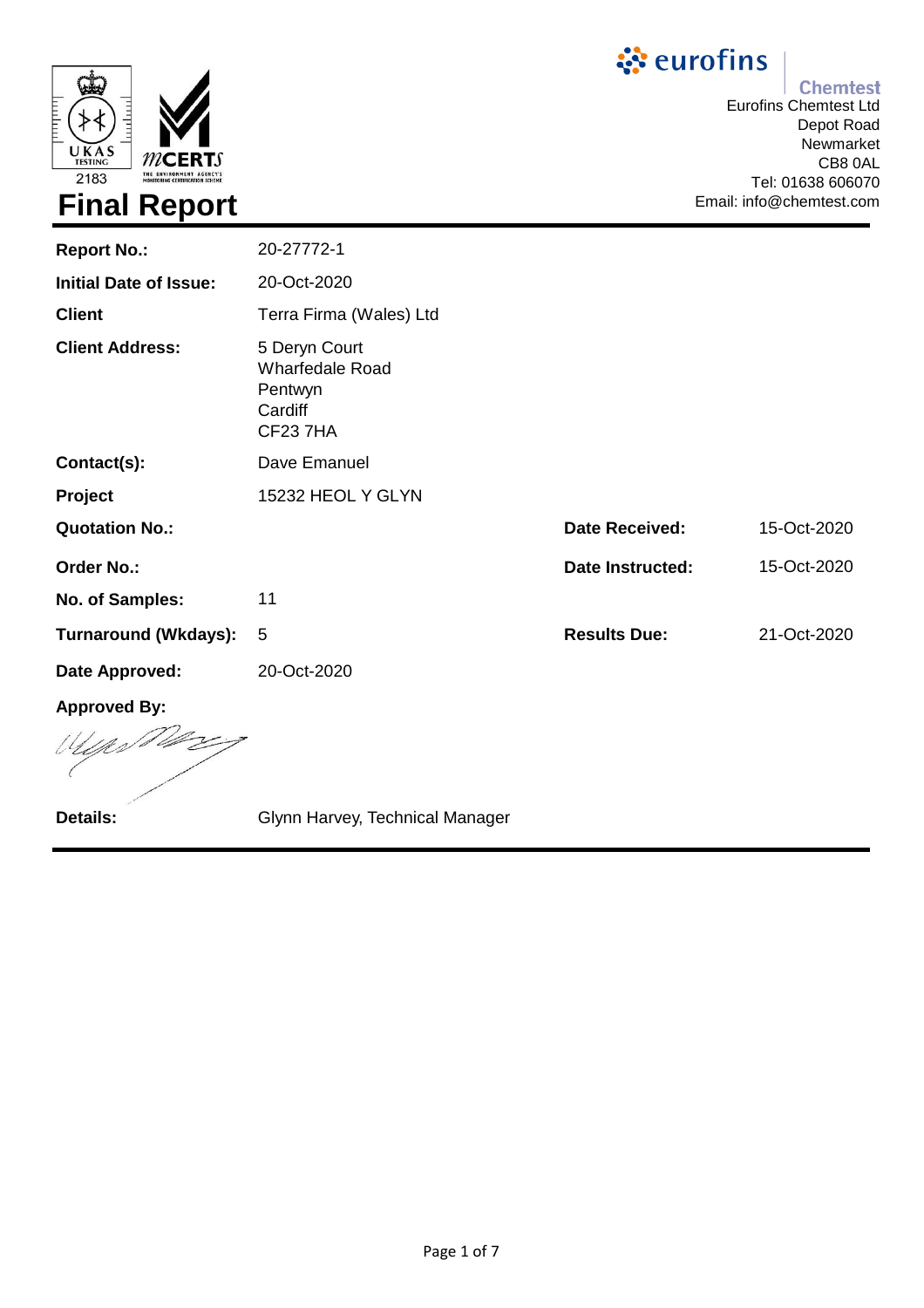Eurofins Chemtest Ltd
Depot Road
Newmarket
CB8 0AL
Tel: 01638 606070
Email: info@chemtest.com

# Final Report

| | | | |
|---|---|---|---|
| **Report No.:** | 20-27772-1 | | |
| **Initial Date of Issue:** | 20-Oct-2020 | | |
| **Client** | Terra Firma (Wales) Ltd | | |
| **Client Address:** | 5 Deryn Court<br>Wharfedale Road<br>Pentwyn<br>Cardiff<br>CF23 7HA | | |
| **Contact(s):** | Dave Emanuel | | |
| **Project** | 15232 HEOL Y GLYN | | |
| **Quotation No.:** | | **Date Received:** | 15-Oct-2020 |
| **Order No.:** | | **Date Instructed:** | 15-Oct-2020 |
| **No. of Samples:** | 11 | | |
| **Turnaround (Wkdays):** | 5 | **Results Due:** | 21-Oct-2020 |
| **Date Approved:** | 20-Oct-2020 | | |

**Approved By:**

**Details:** Glynn Harvey, Technical Manager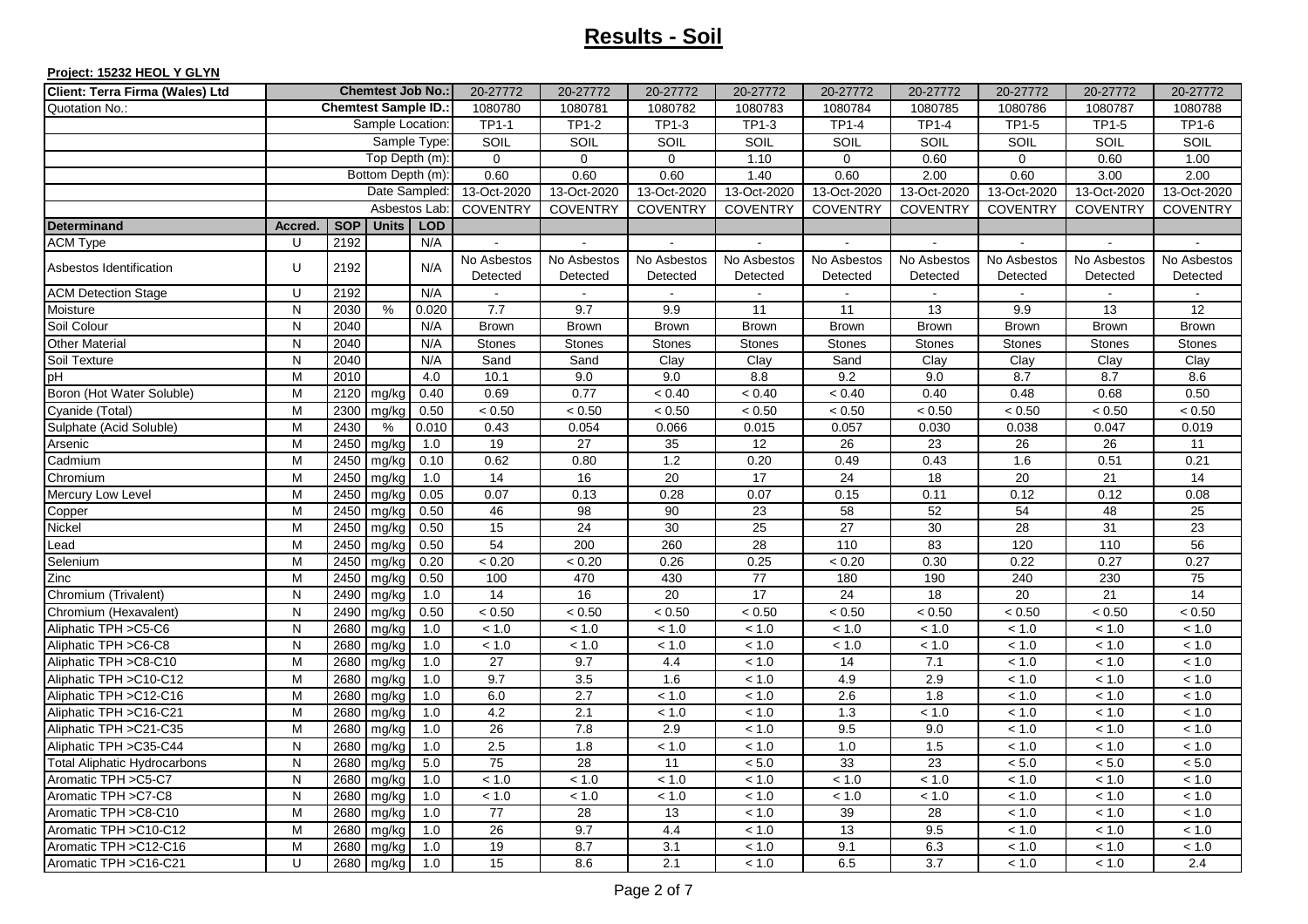# Results - Soil

**Project: 15232 HEOL Y GLYN**

| Client: Terra Firma (Wales) Ltd | | | | Chemtest Job No.: | 20-27772 | 20-27772 | 20-27772 | 20-27772 | 20-27772 | 20-27772 | 20-27772 | 20-27772 | 20-27772 |
|---|---|---|---|---|---|---|---|---|---|---|---|---|---|
| Quotation No.: | | | | Chemtest Sample ID.: | 1080780 | 1080781 | 1080782 | 1080783 | 1080784 | 1080785 | 1080786 | 1080787 | 1080788 |
| | | | | Sample Location: | TP1-1 | TP1-2 | TP1-3 | TP1-3 | TP1-4 | TP1-4 | TP1-5 | TP1-5 | TP1-6 |
| | | | | Sample Type: | SOIL | SOIL | SOIL | SOIL | SOIL | SOIL | SOIL | SOIL | SOIL |
| | | | | Top Depth (m): | 0 | 0 | 0 | 1.10 | 0 | 0.60 | 0 | 0.60 | 1.00 |
| | | | | Bottom Depth (m): | 0.60 | 0.60 | 0.60 | 1.40 | 0.60 | 2.00 | 0.60 | 3.00 | 2.00 |
| | | | | Date Sampled: | 13-Oct-2020 | 13-Oct-2020 | 13-Oct-2020 | 13-Oct-2020 | 13-Oct-2020 | 13-Oct-2020 | 13-Oct-2020 | 13-Oct-2020 | 13-Oct-2020 |
| | | | | Asbestos Lab: | COVENTRY | COVENTRY | COVENTRY | COVENTRY | COVENTRY | COVENTRY | COVENTRY | COVENTRY | COVENTRY |
| **Determinand** | Accred. | SOP | Units | LOD | | | | | | | | | |
| ACM Type | U | 2192 | | N/A | - | - | - | - | - | - | - | - | - |
| Asbestos Identification | U | 2192 | | N/A | No Asbestos Detected | No Asbestos Detected | No Asbestos Detected | No Asbestos Detected | No Asbestos Detected | No Asbestos Detected | No Asbestos Detected | No Asbestos Detected | No Asbestos Detected |
| ACM Detection Stage | U | 2192 | | N/A | - | - | - | - | - | - | - | - | - |
| Moisture | N | 2030 | % | 0.020 | 7.7 | 9.7 | 9.9 | 11 | 11 | 13 | 9.9 | 13 | 12 |
| Soil Colour | N | 2040 | | N/A | Brown | Brown | Brown | Brown | Brown | Brown | Brown | Brown | Brown |
| Other Material | N | 2040 | | N/A | Stones | Stones | Stones | Stones | Stones | Stones | Stones | Stones | Stones |
| Soil Texture | N | 2040 | | N/A | Sand | Sand | Clay | Clay | Sand | Clay | Clay | Clay | Clay |
| pH | M | 2010 | | 4.0 | 10.1 | 9.0 | 9.0 | 8.8 | 9.2 | 9.0 | 8.7 | 8.7 | 8.6 |
| Boron (Hot Water Soluble) | M | 2120 | mg/kg | 0.40 | 0.69 | 0.77 | < 0.40 | < 0.40 | < 0.40 | 0.40 | 0.48 | 0.68 | 0.50 |
| Cyanide (Total) | M | 2300 | mg/kg | 0.50 | < 0.50 | < 0.50 | < 0.50 | < 0.50 | < 0.50 | < 0.50 | < 0.50 | < 0.50 | < 0.50 |
| Sulphate (Acid Soluble) | M | 2430 | % | 0.010 | 0.43 | 0.054 | 0.066 | 0.015 | 0.057 | 0.030 | 0.038 | 0.047 | 0.019 |
| Arsenic | M | 2450 | mg/kg | 1.0 | 19 | 27 | 35 | 12 | 26 | 23 | 26 | 26 | 11 |
| Cadmium | M | 2450 | mg/kg | 0.10 | 0.62 | 0.80 | 1.2 | 0.20 | 0.49 | 0.43 | 1.6 | 0.51 | 0.21 |
| Chromium | M | 2450 | mg/kg | 1.0 | 14 | 16 | 20 | 17 | 24 | 18 | 20 | 21 | 14 |
| Mercury Low Level | M | 2450 | mg/kg | 0.05 | 0.07 | 0.13 | 0.28 | 0.07 | 0.15 | 0.11 | 0.12 | 0.12 | 0.08 |
| Copper | M | 2450 | mg/kg | 0.50 | 46 | 98 | 90 | 23 | 58 | 52 | 54 | 48 | 25 |
| Nickel | M | 2450 | mg/kg | 0.50 | 15 | 24 | 30 | 25 | 27 | 30 | 28 | 31 | 23 |
| Lead | M | 2450 | mg/kg | 0.50 | 54 | 200 | 260 | 28 | 110 | 83 | 120 | 110 | 56 |
| Selenium | M | 2450 | mg/kg | 0.20 | < 0.20 | < 0.20 | 0.26 | 0.25 | < 0.20 | 0.30 | 0.22 | 0.27 | 0.27 |
| Zinc | M | 2450 | mg/kg | 0.50 | 100 | 470 | 430 | 77 | 180 | 190 | 240 | 230 | 75 |
| Chromium (Trivalent) | N | 2490 | mg/kg | 1.0 | 14 | 16 | 20 | 17 | 24 | 18 | 20 | 21 | 14 |
| Chromium (Hexavalent) | N | 2490 | mg/kg | 0.50 | < 0.50 | < 0.50 | < 0.50 | < 0.50 | < 0.50 | < 0.50 | < 0.50 | < 0.50 | < 0.50 |
| Aliphatic TPH >C5-C6 | N | 2680 | mg/kg | 1.0 | < 1.0 | < 1.0 | < 1.0 | < 1.0 | < 1.0 | < 1.0 | < 1.0 | < 1.0 | < 1.0 |
| Aliphatic TPH >C6-C8 | N | 2680 | mg/kg | 1.0 | < 1.0 | < 1.0 | < 1.0 | < 1.0 | < 1.0 | < 1.0 | < 1.0 | < 1.0 | < 1.0 |
| Aliphatic TPH >C8-C10 | M | 2680 | mg/kg | 1.0 | 27 | 9.7 | 4.4 | < 1.0 | 14 | 7.1 | < 1.0 | < 1.0 | < 1.0 |
| Aliphatic TPH >C10-C12 | M | 2680 | mg/kg | 1.0 | 9.7 | 3.5 | 1.6 | < 1.0 | 4.9 | 2.9 | < 1.0 | < 1.0 | < 1.0 |
| Aliphatic TPH >C12-C16 | M | 2680 | mg/kg | 1.0 | 6.0 | 2.7 | < 1.0 | < 1.0 | 2.6 | 1.8 | < 1.0 | < 1.0 | < 1.0 |
| Aliphatic TPH >C16-C21 | M | 2680 | mg/kg | 1.0 | 4.2 | 2.1 | < 1.0 | < 1.0 | 1.3 | < 1.0 | < 1.0 | < 1.0 | < 1.0 |
| Aliphatic TPH >C21-C35 | M | 2680 | mg/kg | 1.0 | 26 | 7.8 | 2.9 | < 1.0 | 9.5 | 9.0 | < 1.0 | < 1.0 | < 1.0 |
| Aliphatic TPH >C35-C44 | N | 2680 | mg/kg | 1.0 | 2.5 | 1.8 | < 1.0 | < 1.0 | 1.0 | 1.5 | < 1.0 | < 1.0 | < 1.0 |
| Total Aliphatic Hydrocarbons | N | 2680 | mg/kg | 5.0 | 75 | 28 | 11 | < 5.0 | 33 | 23 | < 5.0 | < 5.0 | < 5.0 |
| Aromatic TPH >C5-C7 | N | 2680 | mg/kg | 1.0 | < 1.0 | < 1.0 | < 1.0 | < 1.0 | < 1.0 | < 1.0 | < 1.0 | < 1.0 | < 1.0 |
| Aromatic TPH >C7-C8 | N | 2680 | mg/kg | 1.0 | < 1.0 | < 1.0 | < 1.0 | < 1.0 | < 1.0 | < 1.0 | < 1.0 | < 1.0 | < 1.0 |
| Aromatic TPH >C8-C10 | M | 2680 | mg/kg | 1.0 | 77 | 28 | 13 | < 1.0 | 39 | 28 | < 1.0 | < 1.0 | < 1.0 |
| Aromatic TPH >C10-C12 | M | 2680 | mg/kg | 1.0 | 26 | 9.7 | 4.4 | < 1.0 | 13 | 9.5 | < 1.0 | < 1.0 | < 1.0 |
| Aromatic TPH >C12-C16 | M | 2680 | mg/kg | 1.0 | 19 | 8.7 | 3.1 | < 1.0 | 9.1 | 6.3 | < 1.0 | < 1.0 | < 1.0 |
| Aromatic TPH >C16-C21 | U | 2680 | mg/kg | 1.0 | 15 | 8.6 | 2.1 | < 1.0 | 6.5 | 3.7 | < 1.0 | < 1.0 | 2.4 |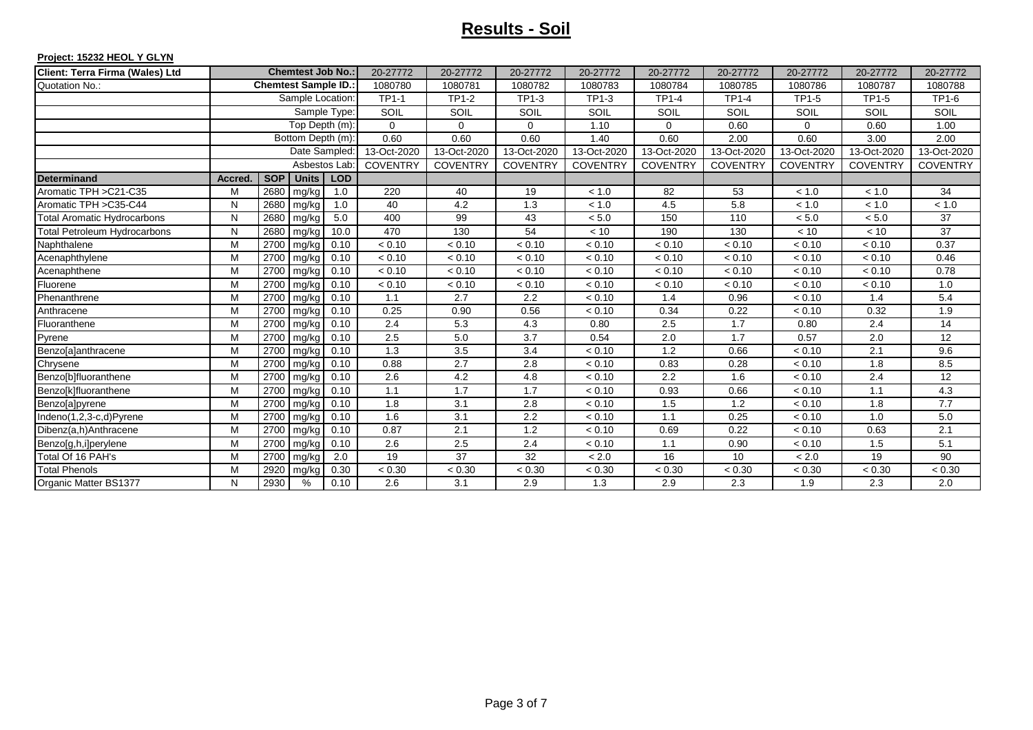# Results - Soil

**Project: 15232 HEOL Y GLYN**

| Client: Terra Firma (Wales) Ltd | | | Chemtest Job No.: | | 20-27772 | 20-27772 | 20-27772 | 20-27772 | 20-27772 | 20-27772 | 20-27772 | 20-27772 | 20-27772 |
|---|---|---|---|---|---|---|---|---|---|---|---|---|---|
| Quotation No.: | | | Chemtest Sample ID.: | | 1080780 | 1080781 | 1080782 | 1080783 | 1080784 | 1080785 | 1080786 | 1080787 | 1080788 |
| | | | Sample Location: | | TP1-1 | TP1-2 | TP1-3 | TP1-3 | TP1-4 | TP1-4 | TP1-5 | TP1-5 | TP1-6 |
| | | | Sample Type: | | SOIL | SOIL | SOIL | SOIL | SOIL | SOIL | SOIL | SOIL | SOIL |
| | | | Top Depth (m): | | 0 | 0 | 0 | 1.10 | 0 | 0.60 | 0 | 0.60 | 1.00 |
| | | | Bottom Depth (m): | | 0.60 | 0.60 | 0.60 | 1.40 | 0.60 | 2.00 | 0.60 | 3.00 | 2.00 |
| | | | Date Sampled: | | 13-Oct-2020 | 13-Oct-2020 | 13-Oct-2020 | 13-Oct-2020 | 13-Oct-2020 | 13-Oct-2020 | 13-Oct-2020 | 13-Oct-2020 | 13-Oct-2020 |
| | | | Asbestos Lab: | | COVENTRY | COVENTRY | COVENTRY | COVENTRY | COVENTRY | COVENTRY | COVENTRY | COVENTRY | COVENTRY |
| **Determinand** | **Accred.** | **SOP** | **Units** | **LOD** | | | | | | | | | |
| Aromatic TPH >C21-C35 | M | 2680 | mg/kg | 1.0 | 220 | 40 | 19 | < 1.0 | 82 | 53 | < 1.0 | < 1.0 | 34 |
| Aromatic TPH >C35-C44 | N | 2680 | mg/kg | 1.0 | 40 | 4.2 | 1.3 | < 1.0 | 4.5 | 5.8 | < 1.0 | < 1.0 | < 1.0 |
| Total Aromatic Hydrocarbons | N | 2680 | mg/kg | 5.0 | 400 | 99 | 43 | < 5.0 | 150 | 110 | < 5.0 | < 5.0 | 37 |
| Total Petroleum Hydrocarbons | N | 2680 | mg/kg | 10.0 | 470 | 130 | 54 | < 10 | 190 | 130 | < 10 | < 10 | 37 |
| Naphthalene | M | 2700 | mg/kg | 0.10 | < 0.10 | < 0.10 | < 0.10 | < 0.10 | < 0.10 | < 0.10 | < 0.10 | < 0.10 | 0.37 |
| Acenaphthylene | M | 2700 | mg/kg | 0.10 | < 0.10 | < 0.10 | < 0.10 | < 0.10 | < 0.10 | < 0.10 | < 0.10 | < 0.10 | 0.46 |
| Acenaphthene | M | 2700 | mg/kg | 0.10 | < 0.10 | < 0.10 | < 0.10 | < 0.10 | < 0.10 | < 0.10 | < 0.10 | < 0.10 | 0.78 |
| Fluorene | M | 2700 | mg/kg | 0.10 | < 0.10 | < 0.10 | < 0.10 | < 0.10 | < 0.10 | < 0.10 | < 0.10 | < 0.10 | 1.0 |
| Phenanthrene | M | 2700 | mg/kg | 0.10 | 1.1 | 2.7 | 2.2 | < 0.10 | 1.4 | 0.96 | < 0.10 | 1.4 | 5.4 |
| Anthracene | M | 2700 | mg/kg | 0.10 | 0.25 | 0.90 | 0.56 | < 0.10 | 0.34 | 0.22 | < 0.10 | 0.32 | 1.9 |
| Fluoranthene | M | 2700 | mg/kg | 0.10 | 2.4 | 5.3 | 4.3 | 0.80 | 2.5 | 1.7 | 0.80 | 2.4 | 14 |
| Pyrene | M | 2700 | mg/kg | 0.10 | 2.5 | 5.0 | 3.7 | 0.54 | 2.0 | 1.7 | 0.57 | 2.0 | 12 |
| Benzo[a]anthracene | M | 2700 | mg/kg | 0.10 | 1.3 | 3.5 | 3.4 | < 0.10 | 1.2 | 0.66 | < 0.10 | 2.1 | 9.6 |
| Chrysene | M | 2700 | mg/kg | 0.10 | 0.88 | 2.7 | 2.8 | < 0.10 | 0.83 | 0.28 | < 0.10 | 1.8 | 8.5 |
| Benzo[b]fluoranthene | M | 2700 | mg/kg | 0.10 | 2.6 | 4.2 | 4.8 | < 0.10 | 2.2 | 1.6 | < 0.10 | 2.4 | 12 |
| Benzo[k]fluoranthene | M | 2700 | mg/kg | 0.10 | 1.1 | 1.7 | 1.7 | < 0.10 | 0.93 | 0.66 | < 0.10 | 1.1 | 4.3 |
| Benzo[a]pyrene | M | 2700 | mg/kg | 0.10 | 1.8 | 3.1 | 2.8 | < 0.10 | 1.5 | 1.2 | < 0.10 | 1.8 | 7.7 |
| Indeno(1,2,3-c,d)Pyrene | M | 2700 | mg/kg | 0.10 | 1.6 | 3.1 | 2.2 | < 0.10 | 1.1 | 0.25 | < 0.10 | 1.0 | 5.0 |
| Dibenz(a,h)Anthracene | M | 2700 | mg/kg | 0.10 | 0.87 | 2.1 | 1.2 | < 0.10 | 0.69 | 0.22 | < 0.10 | 0.63 | 2.1 |
| Benzo[g,h,i]perylene | M | 2700 | mg/kg | 0.10 | 2.6 | 2.5 | 2.4 | < 0.10 | 1.1 | 0.90 | < 0.10 | 1.5 | 5.1 |
| Total Of 16 PAH's | M | 2700 | mg/kg | 2.0 | 19 | 37 | 32 | < 2.0 | 16 | 10 | < 2.0 | 19 | 90 |
| Total Phenols | M | 2920 | mg/kg | 0.30 | < 0.30 | < 0.30 | < 0.30 | < 0.30 | < 0.30 | < 0.30 | < 0.30 | < 0.30 | < 0.30 |
| Organic Matter BS1377 | N | 2930 | % | 0.10 | 2.6 | 3.1 | 2.9 | 1.3 | 2.9 | 2.3 | 1.9 | 2.3 | 2.0 |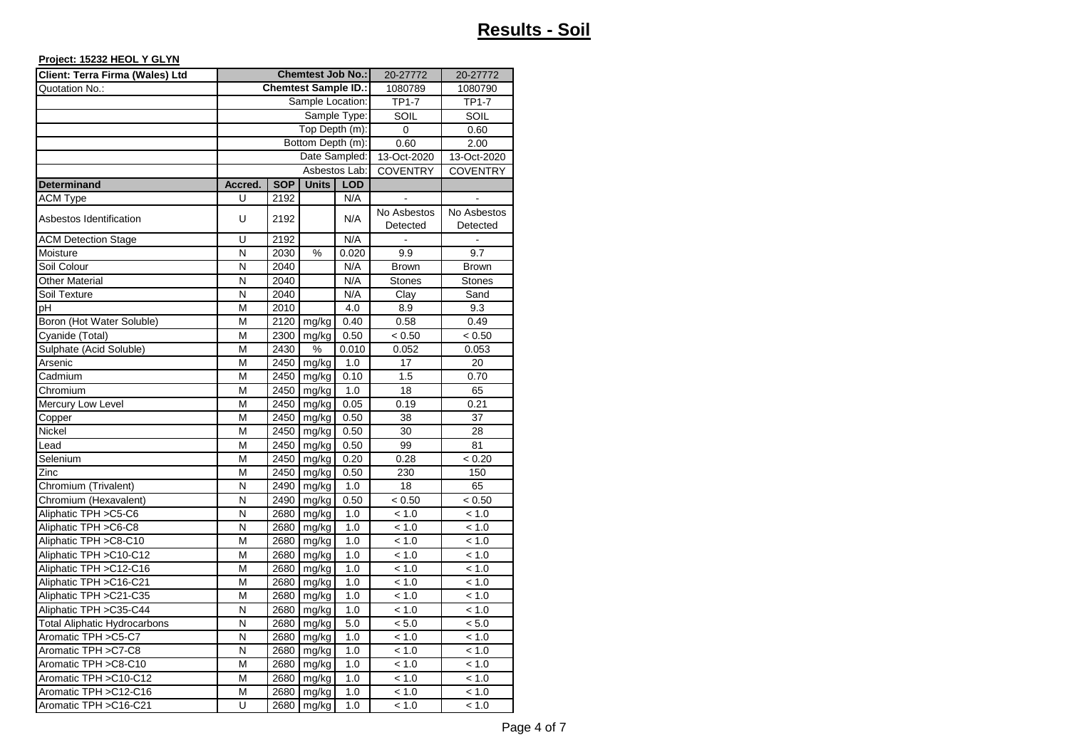# Results - Soil

**Project: 15232 HEOL Y GLYN**

| Client: Terra Firma (Wales) Ltd | | | | Chemtest Job No.: | 20-27772 | 20-27772 |
|---|---|---|---|---|---|---|
| Quotation No.: | | | | Chemtest Sample ID.: | 1080789 | 1080790 |
| | | | | Sample Location: | TP1-7 | TP1-7 |
| | | | | Sample Type: | SOIL | SOIL |
| | | | | Top Depth (m): | 0 | 0.60 |
| | | | | Bottom Depth (m): | 0.60 | 2.00 |
| | | | | Date Sampled: | 13-Oct-2020 | 13-Oct-2020 |
| | | | | Asbestos Lab: | COVENTRY | COVENTRY |
| **Determinand** | **Accred.** | **SOP** | **Units** | **LOD** | | |
| ACM Type | U | 2192 | | N/A | - | - |
| Asbestos Identification | U | 2192 | | N/A | No Asbestos Detected | No Asbestos Detected |
| ACM Detection Stage | U | 2192 | | N/A | - | - |
| Moisture | N | 2030 | % | 0.020 | 9.9 | 9.7 |
| Soil Colour | N | 2040 | | N/A | Brown | Brown |
| Other Material | N | 2040 | | N/A | Stones | Stones |
| Soil Texture | N | 2040 | | N/A | Clay | Sand |
| pH | M | 2010 | | 4.0 | 8.9 | 9.3 |
| Boron (Hot Water Soluble) | M | 2120 | mg/kg | 0.40 | 0.58 | 0.49 |
| Cyanide (Total) | M | 2300 | mg/kg | 0.50 | < 0.50 | < 0.50 |
| Sulphate (Acid Soluble) | M | 2430 | % | 0.010 | 0.052 | 0.053 |
| Arsenic | M | 2450 | mg/kg | 1.0 | 17 | 20 |
| Cadmium | M | 2450 | mg/kg | 0.10 | 1.5 | 0.70 |
| Chromium | M | 2450 | mg/kg | 1.0 | 18 | 65 |
| Mercury Low Level | M | 2450 | mg/kg | 0.05 | 0.19 | 0.21 |
| Copper | M | 2450 | mg/kg | 0.50 | 38 | 37 |
| Nickel | M | 2450 | mg/kg | 0.50 | 30 | 28 |
| Lead | M | 2450 | mg/kg | 0.50 | 99 | 81 |
| Selenium | M | 2450 | mg/kg | 0.20 | 0.28 | < 0.20 |
| Zinc | M | 2450 | mg/kg | 0.50 | 230 | 150 |
| Chromium (Trivalent) | N | 2490 | mg/kg | 1.0 | 18 | 65 |
| Chromium (Hexavalent) | N | 2490 | mg/kg | 0.50 | < 0.50 | < 0.50 |
| Aliphatic TPH >C5-C6 | N | 2680 | mg/kg | 1.0 | < 1.0 | < 1.0 |
| Aliphatic TPH >C6-C8 | N | 2680 | mg/kg | 1.0 | < 1.0 | < 1.0 |
| Aliphatic TPH >C8-C10 | M | 2680 | mg/kg | 1.0 | < 1.0 | < 1.0 |
| Aliphatic TPH >C10-C12 | M | 2680 | mg/kg | 1.0 | < 1.0 | < 1.0 |
| Aliphatic TPH >C12-C16 | M | 2680 | mg/kg | 1.0 | < 1.0 | < 1.0 |
| Aliphatic TPH >C16-C21 | M | 2680 | mg/kg | 1.0 | < 1.0 | < 1.0 |
| Aliphatic TPH >C21-C35 | M | 2680 | mg/kg | 1.0 | < 1.0 | < 1.0 |
| Aliphatic TPH >C35-C44 | N | 2680 | mg/kg | 1.0 | < 1.0 | < 1.0 |
| Total Aliphatic Hydrocarbons | N | 2680 | mg/kg | 5.0 | < 5.0 | < 5.0 |
| Aromatic TPH >C5-C7 | N | 2680 | mg/kg | 1.0 | < 1.0 | < 1.0 |
| Aromatic TPH >C7-C8 | N | 2680 | mg/kg | 1.0 | < 1.0 | < 1.0 |
| Aromatic TPH >C8-C10 | M | 2680 | mg/kg | 1.0 | < 1.0 | < 1.0 |
| Aromatic TPH >C10-C12 | M | 2680 | mg/kg | 1.0 | < 1.0 | < 1.0 |
| Aromatic TPH >C12-C16 | M | 2680 | mg/kg | 1.0 | < 1.0 | < 1.0 |
| Aromatic TPH >C16-C21 | U | 2680 | mg/kg | 1.0 | < 1.0 | < 1.0 |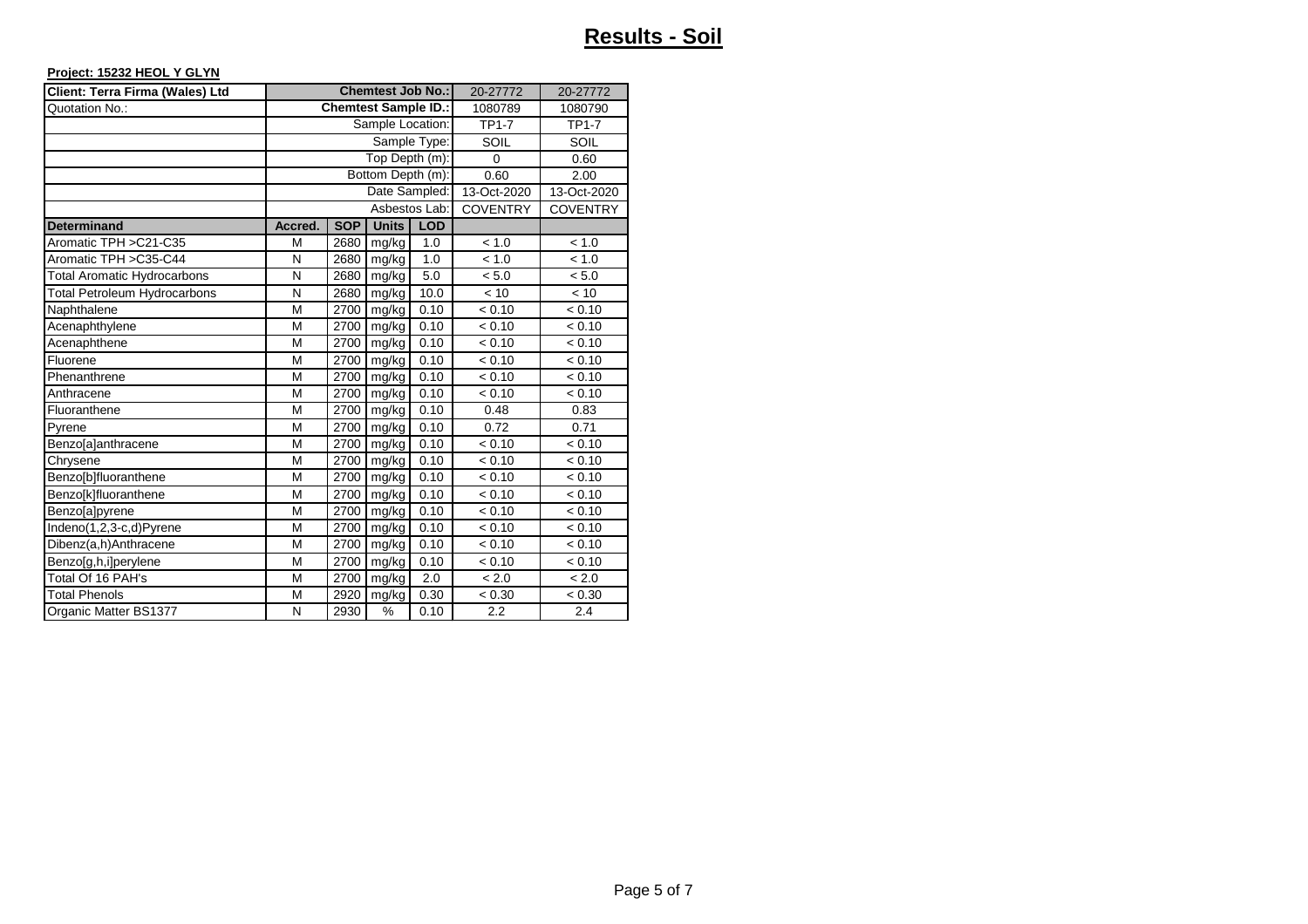# Results - Soil

**Project: 15232 HEOL Y GLYN**

| **Client: Terra Firma (Wales) Ltd** | | | | **Chemtest Job No.:** | 20-27772 | 20-27772 |
|---|---|---|---|---|---|---|
| Quotation No.: | | | | **Chemtest Sample ID.:** | 1080789 | 1080790 |
| | | | | Sample Location: | TP1-7 | TP1-7 |
| | | | | Sample Type: | SOIL | SOIL |
| | | | | Top Depth (m): | 0 | 0.60 |
| | | | | Bottom Depth (m): | 0.60 | 2.00 |
| | | | | Date Sampled: | 13-Oct-2020 | 13-Oct-2020 |
| | | | | Asbestos Lab: | COVENTRY | COVENTRY |
| **Determinand** | **Accred.** | **SOP** | **Units** | **LOD** | | |
| Aromatic TPH >C21-C35 | M | 2680 | mg/kg | 1.0 | < 1.0 | < 1.0 |
| Aromatic TPH >C35-C44 | N | 2680 | mg/kg | 1.0 | < 1.0 | < 1.0 |
| Total Aromatic Hydrocarbons | N | 2680 | mg/kg | 5.0 | < 5.0 | < 5.0 |
| Total Petroleum Hydrocarbons | N | 2680 | mg/kg | 10.0 | < 10 | < 10 |
| Naphthalene | M | 2700 | mg/kg | 0.10 | < 0.10 | < 0.10 |
| Acenaphthylene | M | 2700 | mg/kg | 0.10 | < 0.10 | < 0.10 |
| Acenaphthene | M | 2700 | mg/kg | 0.10 | < 0.10 | < 0.10 |
| Fluorene | M | 2700 | mg/kg | 0.10 | < 0.10 | < 0.10 |
| Phenanthrene | M | 2700 | mg/kg | 0.10 | < 0.10 | < 0.10 |
| Anthracene | M | 2700 | mg/kg | 0.10 | < 0.10 | < 0.10 |
| Fluoranthene | M | 2700 | mg/kg | 0.10 | 0.48 | 0.83 |
| Pyrene | M | 2700 | mg/kg | 0.10 | 0.72 | 0.71 |
| Benzo[a]anthracene | M | 2700 | mg/kg | 0.10 | < 0.10 | < 0.10 |
| Chrysene | M | 2700 | mg/kg | 0.10 | < 0.10 | < 0.10 |
| Benzo[b]fluoranthene | M | 2700 | mg/kg | 0.10 | < 0.10 | < 0.10 |
| Benzo[k]fluoranthene | M | 2700 | mg/kg | 0.10 | < 0.10 | < 0.10 |
| Benzo[a]pyrene | M | 2700 | mg/kg | 0.10 | < 0.10 | < 0.10 |
| Indeno(1,2,3-c,d)Pyrene | M | 2700 | mg/kg | 0.10 | < 0.10 | < 0.10 |
| Dibenz(a,h)Anthracene | M | 2700 | mg/kg | 0.10 | < 0.10 | < 0.10 |
| Benzo[g,h,i]perylene | M | 2700 | mg/kg | 0.10 | < 0.10 | < 0.10 |
| Total Of 16 PAH's | M | 2700 | mg/kg | 2.0 | < 2.0 | < 2.0 |
| Total Phenols | M | 2920 | mg/kg | 0.30 | < 0.30 | < 0.30 |
| Organic Matter BS1377 | N | 2930 | % | 0.10 | 2.2 | 2.4 |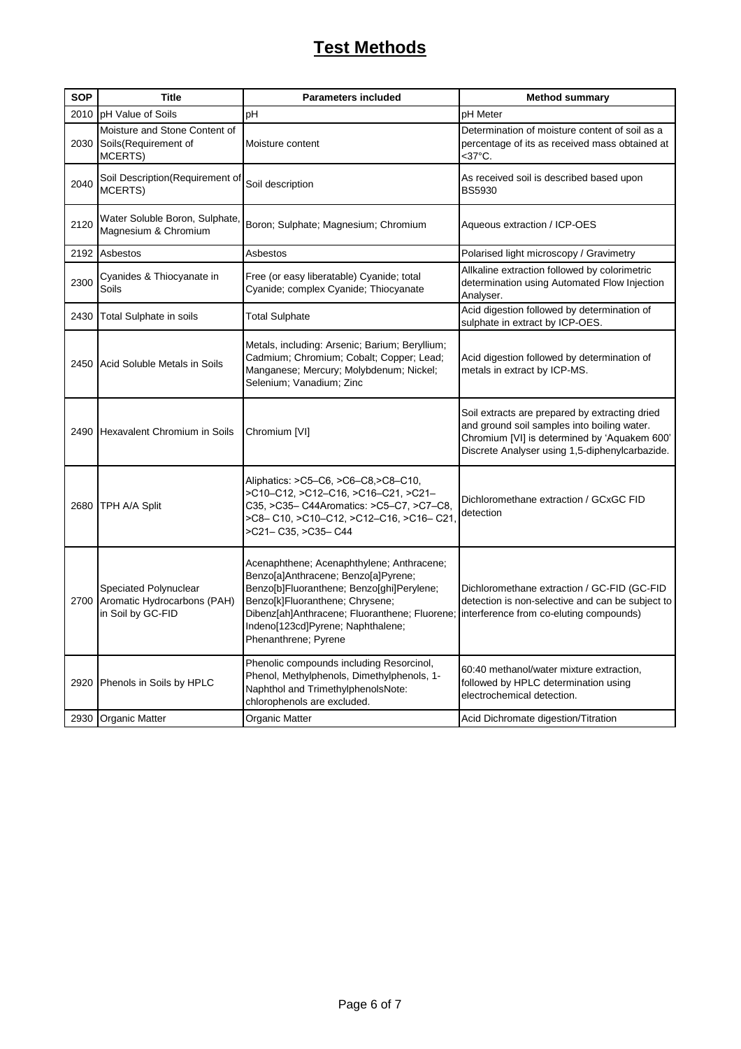# Test Methods

| SOP | Title | Parameters included | Method summary |
|---|---|---|---|
| 2010 | pH Value of Soils | pH | pH Meter |
| 2030 | Moisture and Stone Content of Soils(Requirement of MCERTS) | Moisture content | Determination of moisture content of soil as a percentage of its as received mass obtained at <37°C. |
| 2040 | Soil Description(Requirement of MCERTS) | Soil description | As received soil is described based upon BS5930 |
| 2120 | Water Soluble Boron, Sulphate, Magnesium & Chromium | Boron; Sulphate; Magnesium; Chromium | Aqueous extraction / ICP-OES |
| 2192 | Asbestos | Asbestos | Polarised light microscopy / Gravimetry |
| 2300 | Cyanides & Thiocyanate in Soils | Free (or easy liberatable) Cyanide; total Cyanide; complex Cyanide; Thiocyanate | Allkaline extraction followed by colorimetric determination using Automated Flow Injection Analyser. |
| 2430 | Total Sulphate in soils | Total Sulphate | Acid digestion followed by determination of sulphate in extract by ICP-OES. |
| 2450 | Acid Soluble Metals in Soils | Metals, including: Arsenic; Barium; Beryllium; Cadmium; Chromium; Cobalt; Copper; Lead; Manganese; Mercury; Molybdenum; Nickel; Selenium; Vanadium; Zinc | Acid digestion followed by determination of metals in extract by ICP-MS. |
| 2490 | Hexavalent Chromium in Soils | Chromium [VI] | Soil extracts are prepared by extracting dried and ground soil samples into boiling water. Chromium [VI] is determined by 'Aquakem 600' Discrete Analyser using 1,5-diphenylcarbazide. |
| 2680 | TPH A/A Split | Aliphatics: >C5–C6, >C6–C8,>C8–C10, >C10–C12, >C12–C16, >C16–C21, >C21–C35, >C35– C44Aromatics: >C5–C7, >C7–C8, >C8– C10, >C10–C12, >C12–C16, >C16– C21, >C21– C35, >C35– C44 | Dichloromethane extraction / GCxGC FID detection |
| 2700 | Speciated Polynuclear Aromatic Hydrocarbons (PAH) in Soil by GC-FID | Acenaphthene; Acenaphthylene; Anthracene; Benzo[a]Anthracene; Benzo[a]Pyrene; Benzo[b]Fluoranthene; Benzo[ghi]Perylene; Benzo[k]Fluoranthene; Chrysene; Dibenz[ah]Anthracene; Fluoranthene; Fluorene; Indeno[123cd]Pyrene; Naphthalene; Phenanthrene; Pyrene | Dichloromethane extraction / GC-FID (GC-FID detection is non-selective and can be subject to interference from co-eluting compounds) |
| 2920 | Phenols in Soils by HPLC | Phenolic compounds including Resorcinol, Phenol, Methylphenols, Dimethylphenols, 1-Naphthol and TrimethylphenolsNote: chlorophenols are excluded. | 60:40 methanol/water mixture extraction, followed by HPLC determination using electrochemical detection. |
| 2930 | Organic Matter | Organic Matter | Acid Dichromate digestion/Titration |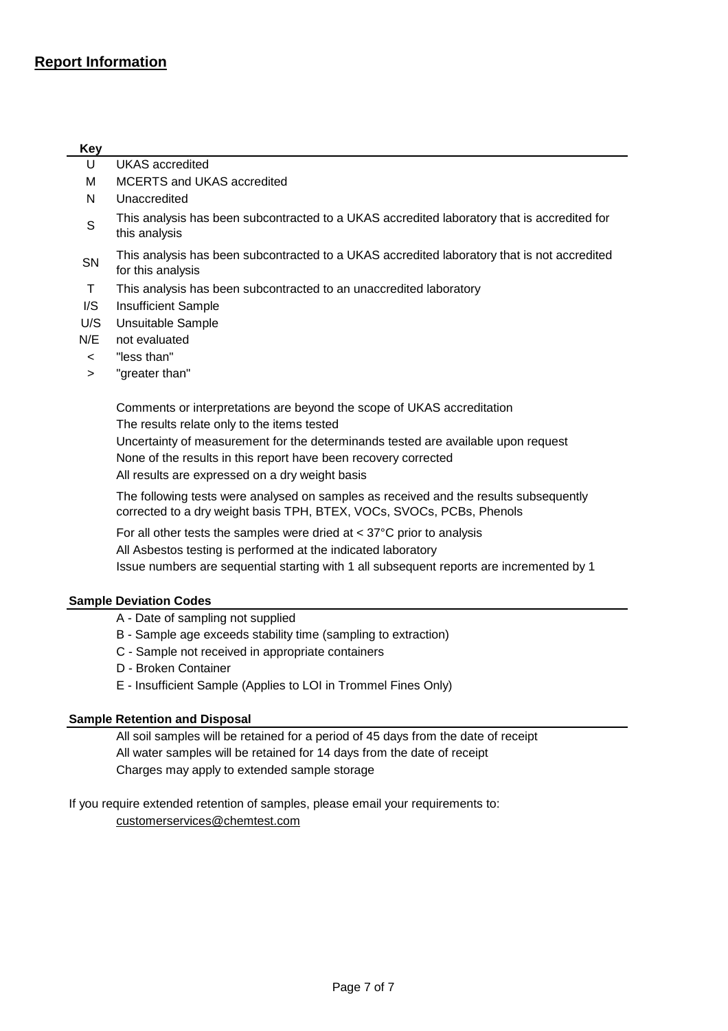## Report Information

| Key | |
|---|---|
| U | UKAS accredited |
| M | MCERTS and UKAS accredited |
| N | Unaccredited |
| S | This analysis has been subcontracted to a UKAS accredited laboratory that is accredited for this analysis |
| SN | This analysis has been subcontracted to a UKAS accredited laboratory that is not accredited for this analysis |
| T | This analysis has been subcontracted to an unaccredited laboratory |
| I/S | Insufficient Sample |
| U/S | Unsuitable Sample |
| N/E | not evaluated |
| < | "less than" |
| > | "greater than" |

Comments or interpretations are beyond the scope of UKAS accreditation
The results relate only to the items tested
Uncertainty of measurement for the determinands tested are available upon request
None of the results in this report have been recovery corrected
All results are expressed on a dry weight basis

The following tests were analysed on samples as received and the results subsequently corrected to a dry weight basis TPH, BTEX, VOCs, SVOCs, PCBs, Phenols

For all other tests the samples were dried at < 37°C prior to analysis
All Asbestos testing is performed at the indicated laboratory
Issue numbers are sequential starting with 1 all subsequent reports are incremented by 1

**Sample Deviation Codes**

A - Date of sampling not supplied
B - Sample age exceeds stability time (sampling to extraction)
C - Sample not received in appropriate containers
D - Broken Container
E - Insufficient Sample (Applies to LOI in Trommel Fines Only)

**Sample Retention and Disposal**

All soil samples will be retained for a period of 45 days from the date of receipt
All water samples will be retained for 14 days from the date of receipt
Charges may apply to extended sample storage

If you require extended retention of samples, please email your requirements to:
customerservices@chemtest.com